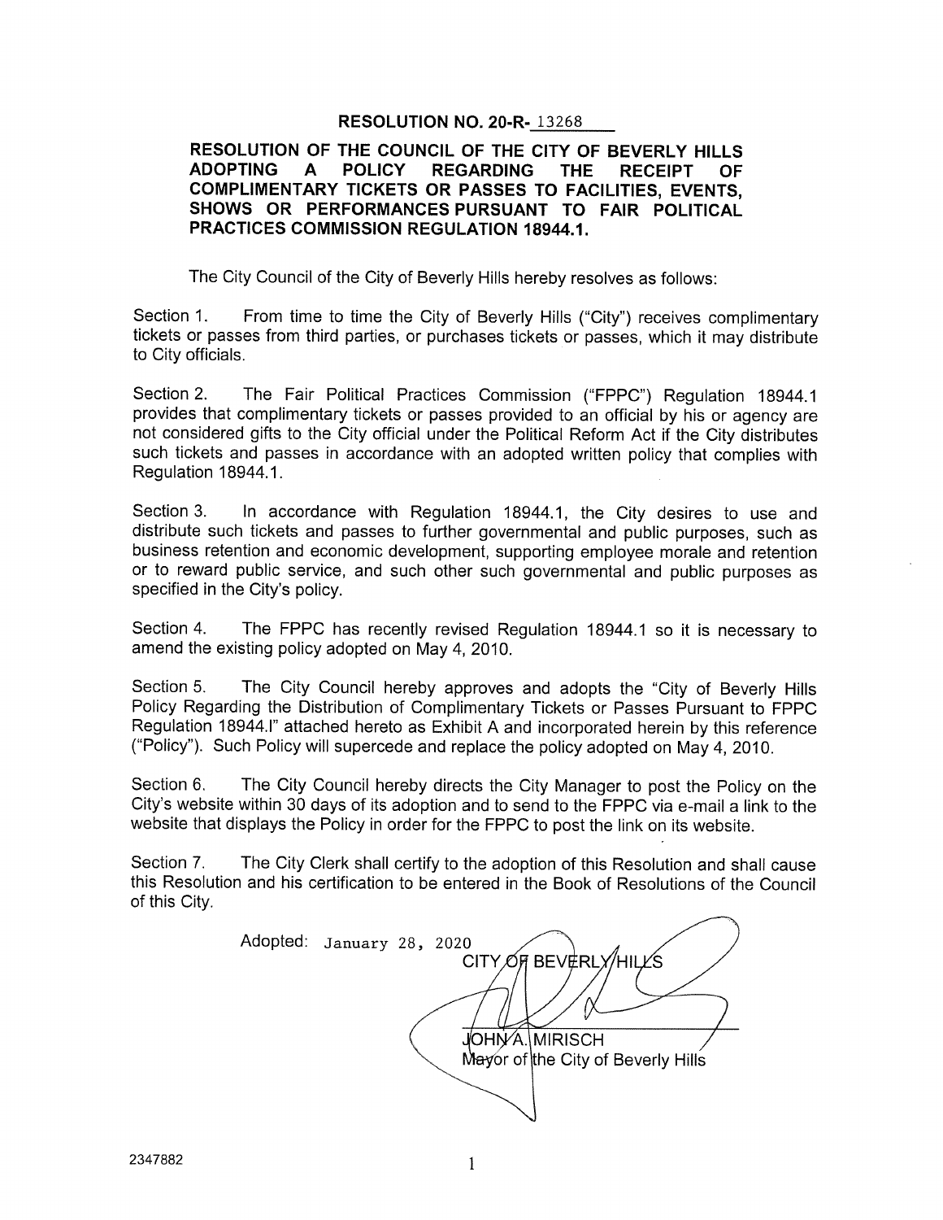**RESOLUTION NO. 20-R-13268**

**RESOLUTION OF THE COUNCIL OF THE CITY OF BEVERLY HILLS ADOPTING A POLICY REGARDING THE RECEIPT OF COMPLIMENTARY TICKETS OR PASSES TO FACILITIES, EVENTS, SHOWS OR PERFORMANCES PURSUANT TO FAIR POLITICAL PRACTICES COMMISSION REGULATION 18944.1.**

The City Council of the City of Beverly Hills hereby resolves as follows:

Section 1. From time to time the City of Beverly Hills ("City") receives complimentary tickets or passes from third parties, or purchases tickets or passes, which it may distribute to City officials.

Section 2. The Fair Political Practices Commission ("FPPC") Regulation 18944.1 provides that complimentary tickets or passes provided to an official by his or agency are not considered gifts to the City official under the Political Reform Act if the City distributes such tickets and passes in accordance with an adopted written policy that complies with Regulation 18944.1.

Section 3. In accordance with Regulation 18944.1, the City desires to use and distribute such tickets and passes to further governmental and public purposes, such as business retention and economic development, supporting employee morale and retention or to reward public service, and such other such governmental and public purposes as specified in the City's policy.

Section 4. The FPPC has recently revised Regulation 18944.1 so it is necessary to amend the existing policy adopted on May 4, 2010.

Section 5. The City Council hereby approves and adopts the "City of Beverly Hills Policy Regarding the Distribution of Complimentary Tickets or Passes Pursuant to FPPC Regulation 18944.I" attached hereto as Exhibit A and incorporated herein by this reference ("Policy"). Such Policy will supercede and replace the policy adopted on May 4, 2010.

Section 6. The City Council hereby directs the City Manager to post the Policy on the City's website within 30 days of its adoption and to send to the FPPC via e-mail a link to the website that displays the Policy in order for the FPPC to post the link on its website.

Section 7. The City Clerk shall certify to the adoption of this Resolution and shall cause this Resolution and his certification to be entered in the Book of Resolutions of the Council of this City.

Adopted: January 28, 2020

CITY OF BEVERLY HILLS

JOHN A. MIRISCH
Mayor of the City of Beverly Hills

2347882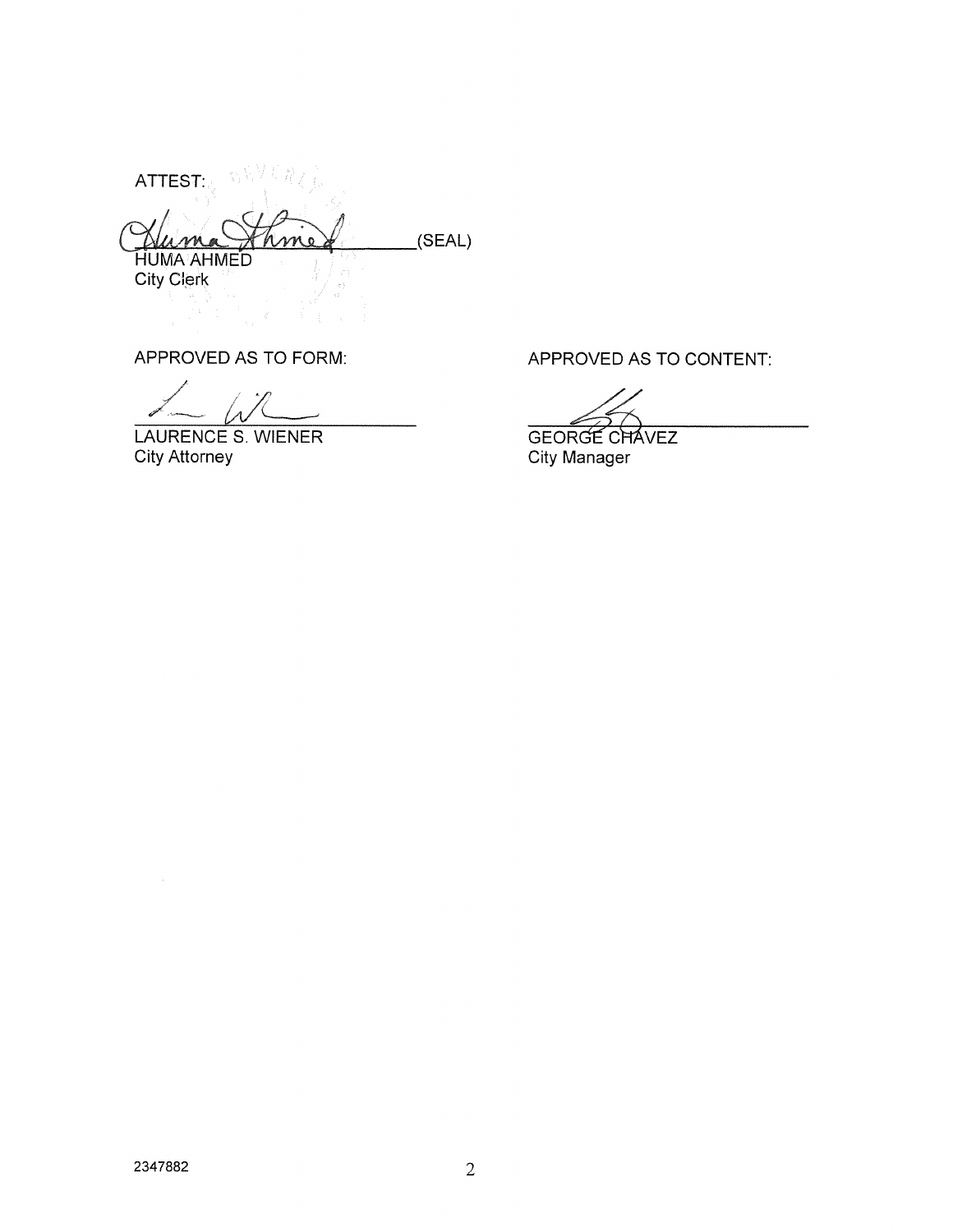ATTEST:

_______________________(SEAL)
HUMA AHMED
City Clerk

APPROVED AS TO FORM:

_______________________
LAURENCE S. WIENER
City Attorney

APPROVED AS TO CONTENT:

_______________________
GEORGE CHAVEZ
City Manager

2347882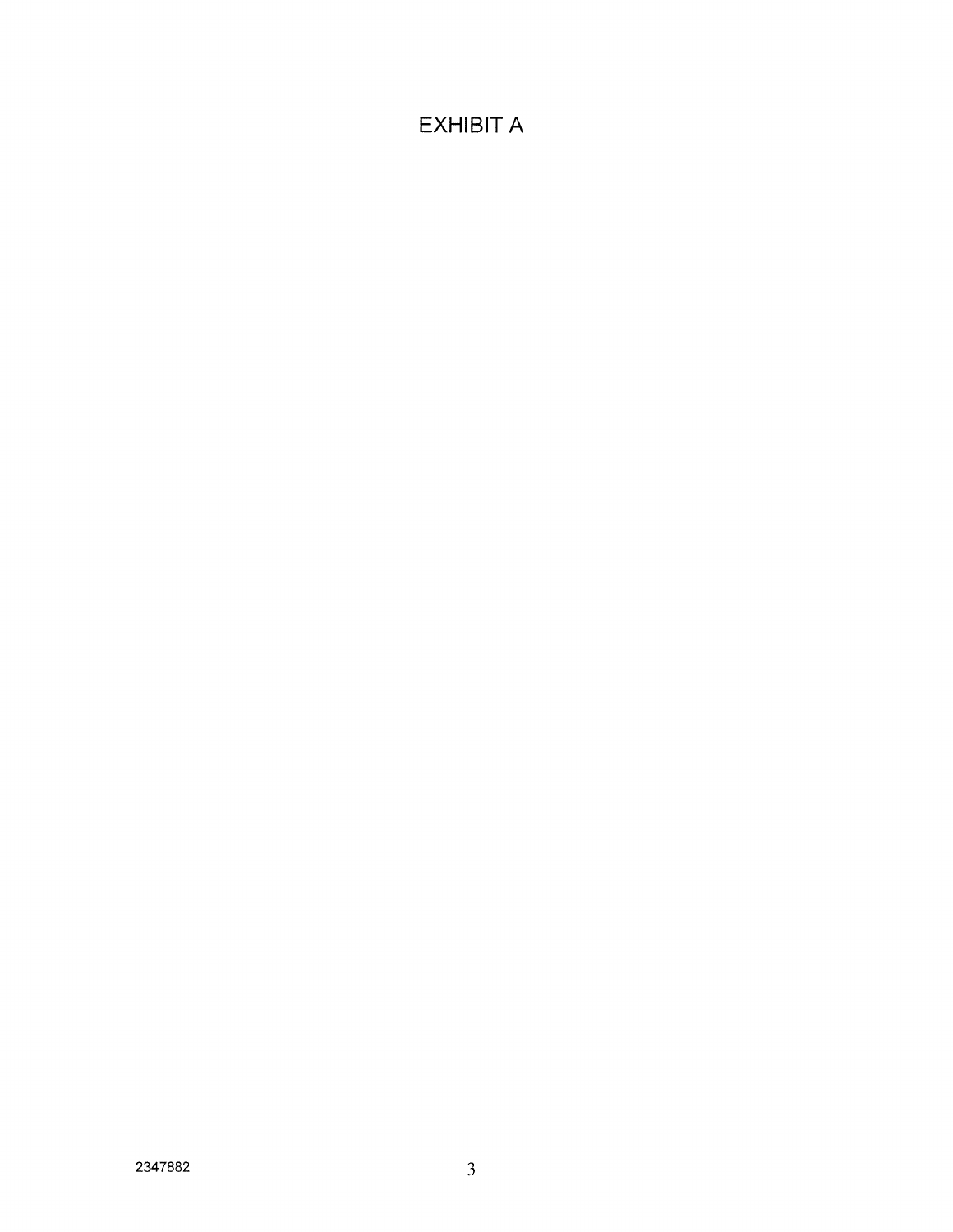# EXHIBIT A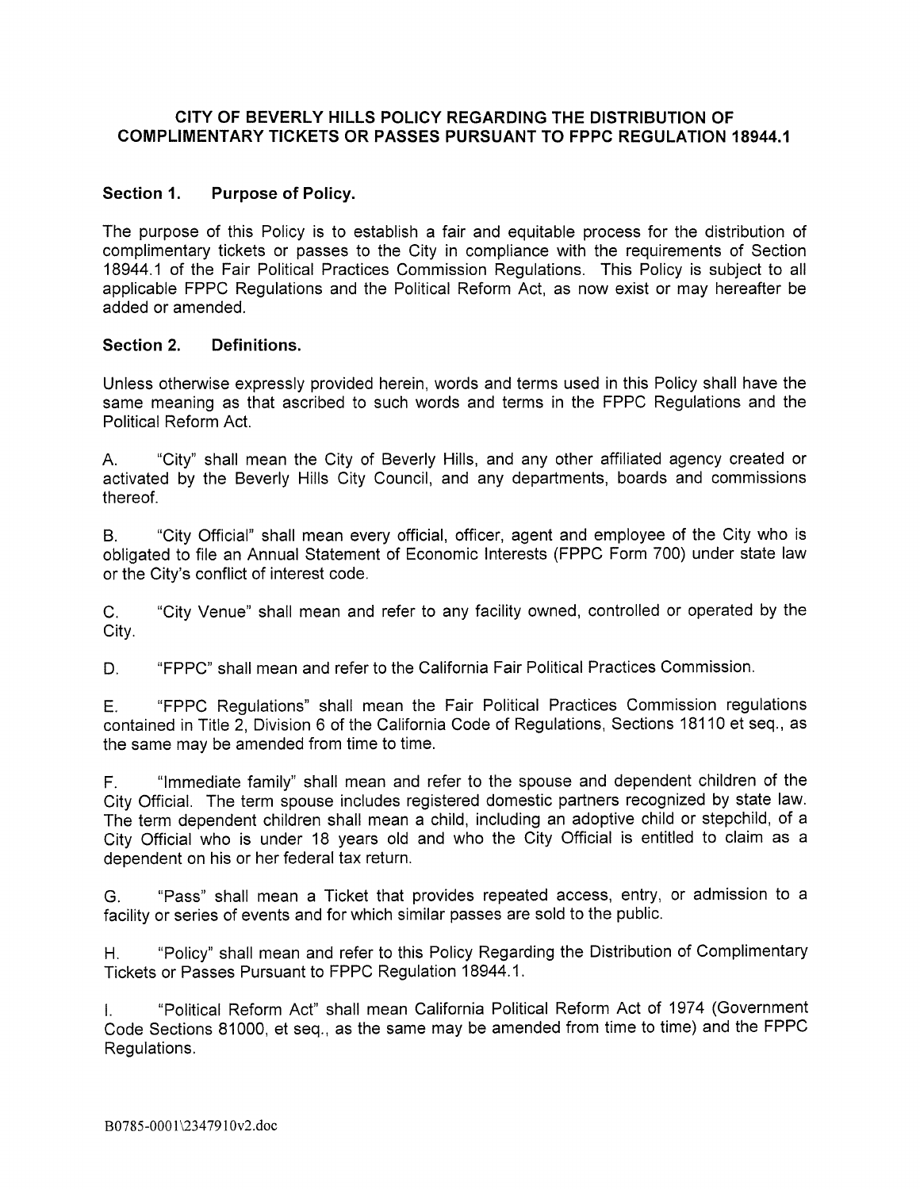**CITY OF BEVERLY HILLS POLICY REGARDING THE DISTRIBUTION OF COMPLIMENTARY TICKETS OR PASSES PURSUANT TO FPPC REGULATION 18944.1**

**Section 1. Purpose of Policy.**

The purpose of this Policy is to establish a fair and equitable process for the distribution of complimentary tickets or passes to the City in compliance with the requirements of Section 18944.1 of the Fair Political Practices Commission Regulations. This Policy is subject to all applicable FPPC Regulations and the Political Reform Act, as now exist or may hereafter be added or amended.

**Section 2. Definitions.**

Unless otherwise expressly provided herein, words and terms used in this Policy shall have the same meaning as that ascribed to such words and terms in the FPPC Regulations and the Political Reform Act.

A. "City" shall mean the City of Beverly Hills, and any other affiliated agency created or activated by the Beverly Hills City Council, and any departments, boards and commissions thereof.

B. "City Official" shall mean every official, officer, agent and employee of the City who is obligated to file an Annual Statement of Economic Interests (FPPC Form 700) under state law or the City's conflict of interest code.

C. "City Venue" shall mean and refer to any facility owned, controlled or operated by the City.

D. "FPPC" shall mean and refer to the California Fair Political Practices Commission.

E. "FPPC Regulations" shall mean the Fair Political Practices Commission regulations contained in Title 2, Division 6 of the California Code of Regulations, Sections 18110 et seq., as the same may be amended from time to time.

F. "Immediate family" shall mean and refer to the spouse and dependent children of the City Official. The term spouse includes registered domestic partners recognized by state law. The term dependent children shall mean a child, including an adoptive child or stepchild, of a City Official who is under 18 years old and who the City Official is entitled to claim as a dependent on his or her federal tax return.

G. "Pass" shall mean a Ticket that provides repeated access, entry, or admission to a facility or series of events and for which similar passes are sold to the public.

H. "Policy" shall mean and refer to this Policy Regarding the Distribution of Complimentary Tickets or Passes Pursuant to FPPC Regulation 18944.1.

I. "Political Reform Act" shall mean California Political Reform Act of 1974 (Government Code Sections 81000, et seq., as the same may be amended from time to time) and the FPPC Regulations.

B0785-0001\2347910v2.doc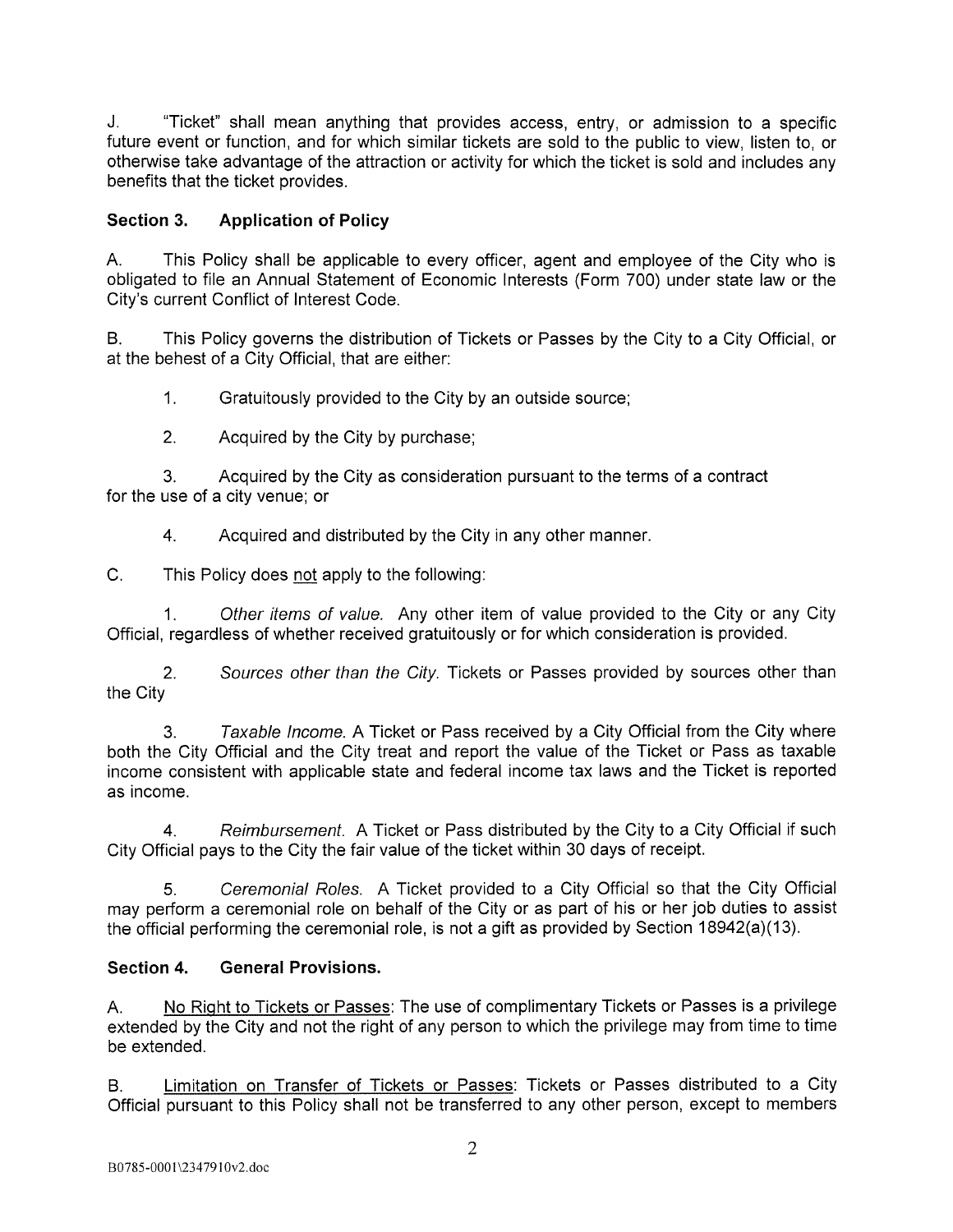J. "Ticket" shall mean anything that provides access, entry, or admission to a specific future event or function, and for which similar tickets are sold to the public to view, listen to, or otherwise take advantage of the attraction or activity for which the ticket is sold and includes any benefits that the ticket provides.

## Section 3. Application of Policy

A. This Policy shall be applicable to every officer, agent and employee of the City who is obligated to file an Annual Statement of Economic Interests (Form 700) under state law or the City's current Conflict of Interest Code.

B. This Policy governs the distribution of Tickets or Passes by the City to a City Official, or at the behest of a City Official, that are either:

1. Gratuitously provided to the City by an outside source;

2. Acquired by the City by purchase;

3. Acquired by the City as consideration pursuant to the terms of a contract for the use of a city venue; or

4. Acquired and distributed by the City in any other manner.

C. This Policy does not apply to the following:

1. *Other items of value.* Any other item of value provided to the City or any City Official, regardless of whether received gratuitously or for which consideration is provided.

2. *Sources other than the City.* Tickets or Passes provided by sources other than the City

3. *Taxable Income.* A Ticket or Pass received by a City Official from the City where both the City Official and the City treat and report the value of the Ticket or Pass as taxable income consistent with applicable state and federal income tax laws and the Ticket is reported as income.

4. *Reimbursement.* A Ticket or Pass distributed by the City to a City Official if such City Official pays to the City the fair value of the ticket within 30 days of receipt.

5. *Ceremonial Roles.* A Ticket provided to a City Official so that the City Official may perform a ceremonial role on behalf of the City or as part of his or her job duties to assist the official performing the ceremonial role, is not a gift as provided by Section 18942(a)(13).

## Section 4. General Provisions.

A. No Right to Tickets or Passes: The use of complimentary Tickets or Passes is a privilege extended by the City and not the right of any person to which the privilege may from time to time be extended.

B. Limitation on Transfer of Tickets or Passes: Tickets or Passes distributed to a City Official pursuant to this Policy shall not be transferred to any other person, except to members

B0785-0001\2347910v2.doc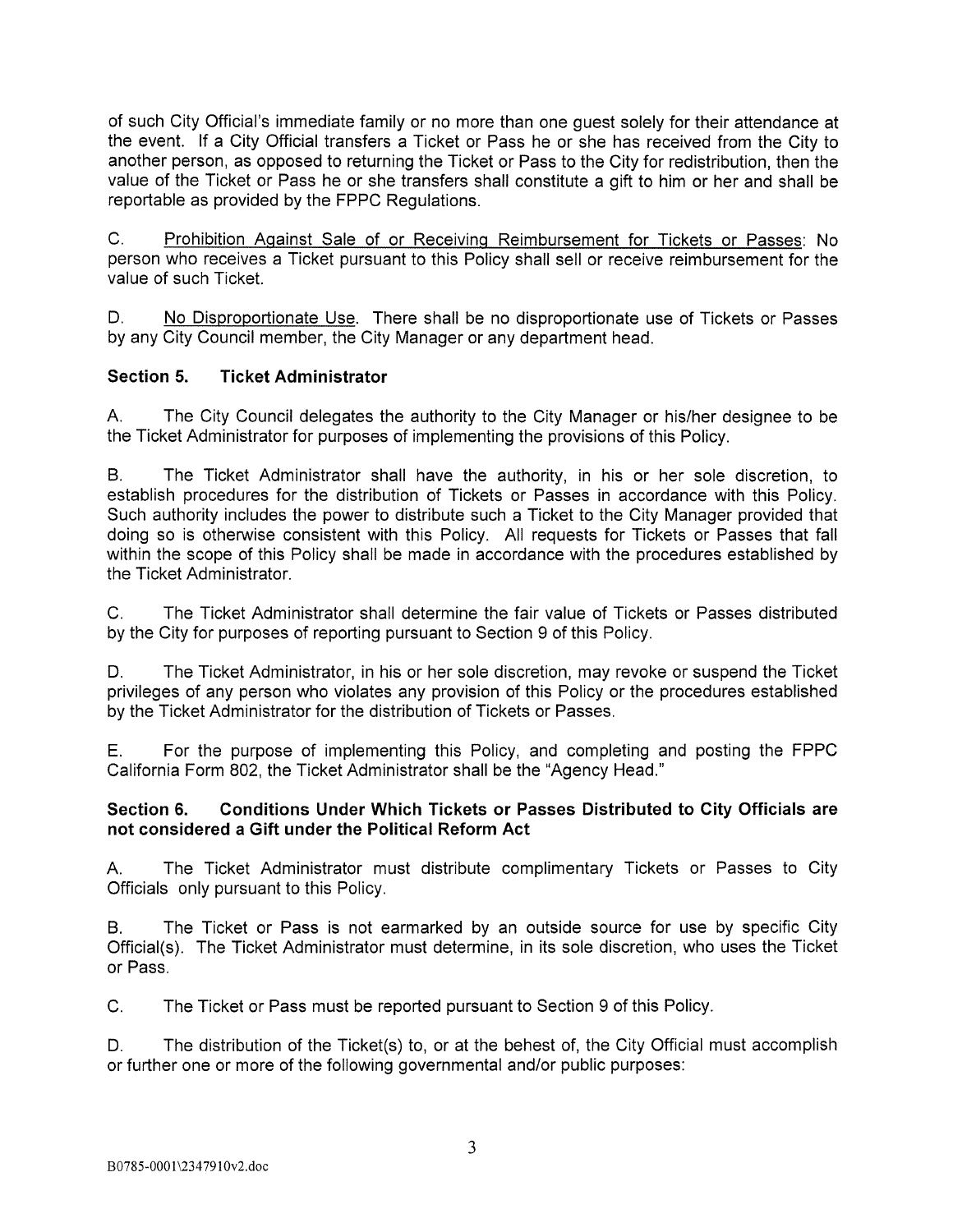of such City Official's immediate family or no more than one guest solely for their attendance at the event. If a City Official transfers a Ticket or Pass he or she has received from the City to another person, as opposed to returning the Ticket or Pass to the City for redistribution, then the value of the Ticket or Pass he or she transfers shall constitute a gift to him or her and shall be reportable as provided by the FPPC Regulations.

C. Prohibition Against Sale of or Receiving Reimbursement for Tickets or Passes: No person who receives a Ticket pursuant to this Policy shall sell or receive reimbursement for the value of such Ticket.

D. No Disproportionate Use. There shall be no disproportionate use of Tickets or Passes by any City Council member, the City Manager or any department head.

### Section 5. Ticket Administrator

A. The City Council delegates the authority to the City Manager or his/her designee to be the Ticket Administrator for purposes of implementing the provisions of this Policy.

B. The Ticket Administrator shall have the authority, in his or her sole discretion, to establish procedures for the distribution of Tickets or Passes in accordance with this Policy. Such authority includes the power to distribute such a Ticket to the City Manager provided that doing so is otherwise consistent with this Policy. All requests for Tickets or Passes that fall within the scope of this Policy shall be made in accordance with the procedures established by the Ticket Administrator.

C. The Ticket Administrator shall determine the fair value of Tickets or Passes distributed by the City for purposes of reporting pursuant to Section 9 of this Policy.

D. The Ticket Administrator, in his or her sole discretion, may revoke or suspend the Ticket privileges of any person who violates any provision of this Policy or the procedures established by the Ticket Administrator for the distribution of Tickets or Passes.

E. For the purpose of implementing this Policy, and completing and posting the FPPC California Form 802, the Ticket Administrator shall be the "Agency Head."

### Section 6. Conditions Under Which Tickets or Passes Distributed to City Officials are not considered a Gift under the Political Reform Act

A. The Ticket Administrator must distribute complimentary Tickets or Passes to City Officials only pursuant to this Policy.

B. The Ticket or Pass is not earmarked by an outside source for use by specific City Official(s). The Ticket Administrator must determine, in its sole discretion, who uses the Ticket or Pass.

C. The Ticket or Pass must be reported pursuant to Section 9 of this Policy.

D. The distribution of the Ticket(s) to, or at the behest of, the City Official must accomplish or further one or more of the following governmental and/or public purposes: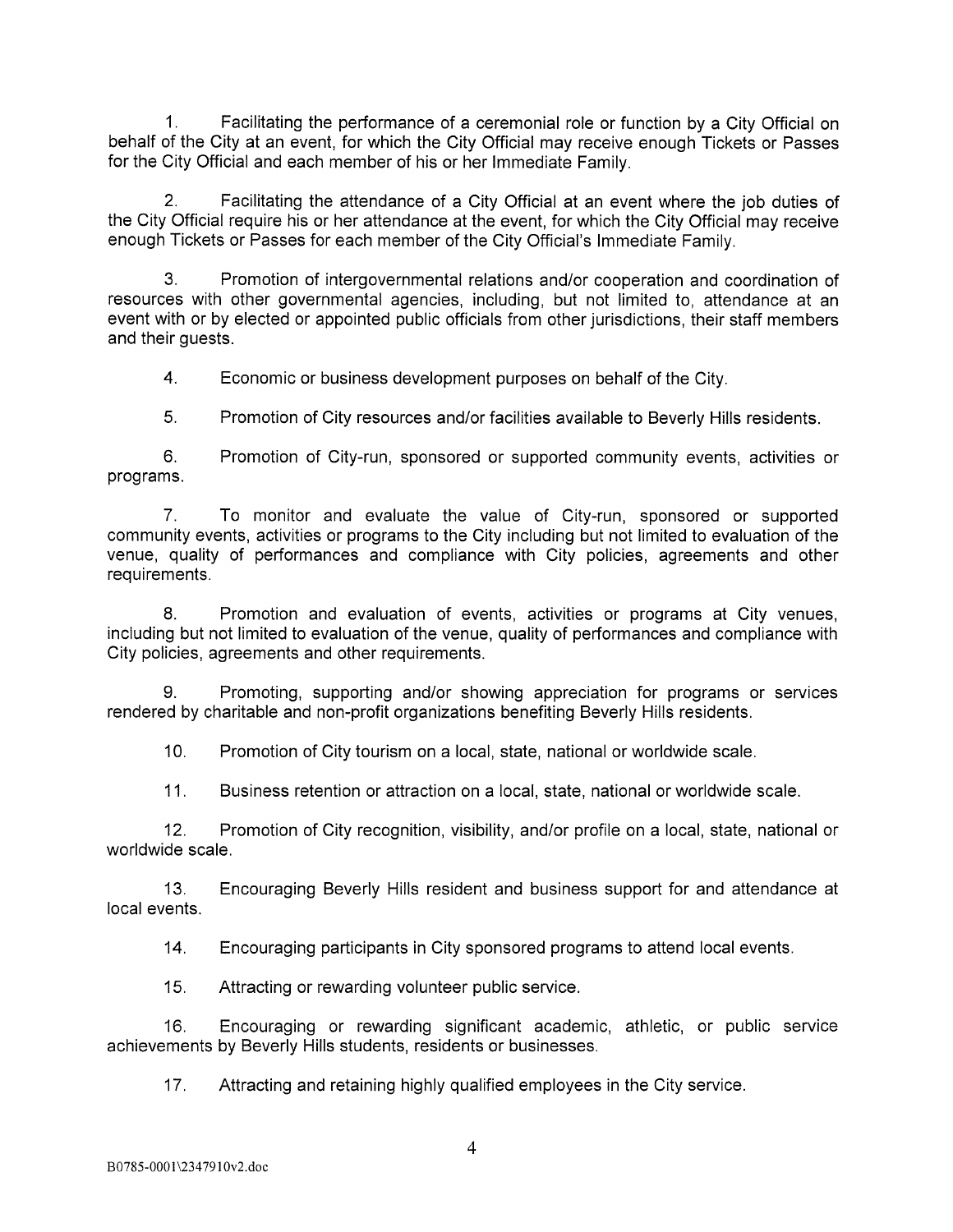1. Facilitating the performance of a ceremonial role or function by a City Official on behalf of the City at an event, for which the City Official may receive enough Tickets or Passes for the City Official and each member of his or her Immediate Family.

2. Facilitating the attendance of a City Official at an event where the job duties of the City Official require his or her attendance at the event, for which the City Official may receive enough Tickets or Passes for each member of the City Official's Immediate Family.

3. Promotion of intergovernmental relations and/or cooperation and coordination of resources with other governmental agencies, including, but not limited to, attendance at an event with or by elected or appointed public officials from other jurisdictions, their staff members and their guests.

4. Economic or business development purposes on behalf of the City.

5. Promotion of City resources and/or facilities available to Beverly Hills residents.

6. Promotion of City-run, sponsored or supported community events, activities or programs.

7. To monitor and evaluate the value of City-run, sponsored or supported community events, activities or programs to the City including but not limited to evaluation of the venue, quality of performances and compliance with City policies, agreements and other requirements.

8. Promotion and evaluation of events, activities or programs at City venues, including but not limited to evaluation of the venue, quality of performances and compliance with City policies, agreements and other requirements.

9. Promoting, supporting and/or showing appreciation for programs or services rendered by charitable and non-profit organizations benefiting Beverly Hills residents.

10. Promotion of City tourism on a local, state, national or worldwide scale.

11. Business retention or attraction on a local, state, national or worldwide scale.

12. Promotion of City recognition, visibility, and/or profile on a local, state, national or worldwide scale.

13. Encouraging Beverly Hills resident and business support for and attendance at local events.

14. Encouraging participants in City sponsored programs to attend local events.

15. Attracting or rewarding volunteer public service.

16. Encouraging or rewarding significant academic, athletic, or public service achievements by Beverly Hills students, residents or businesses.

17. Attracting and retaining highly qualified employees in the City service.

B0785-0001\2347910v2.doc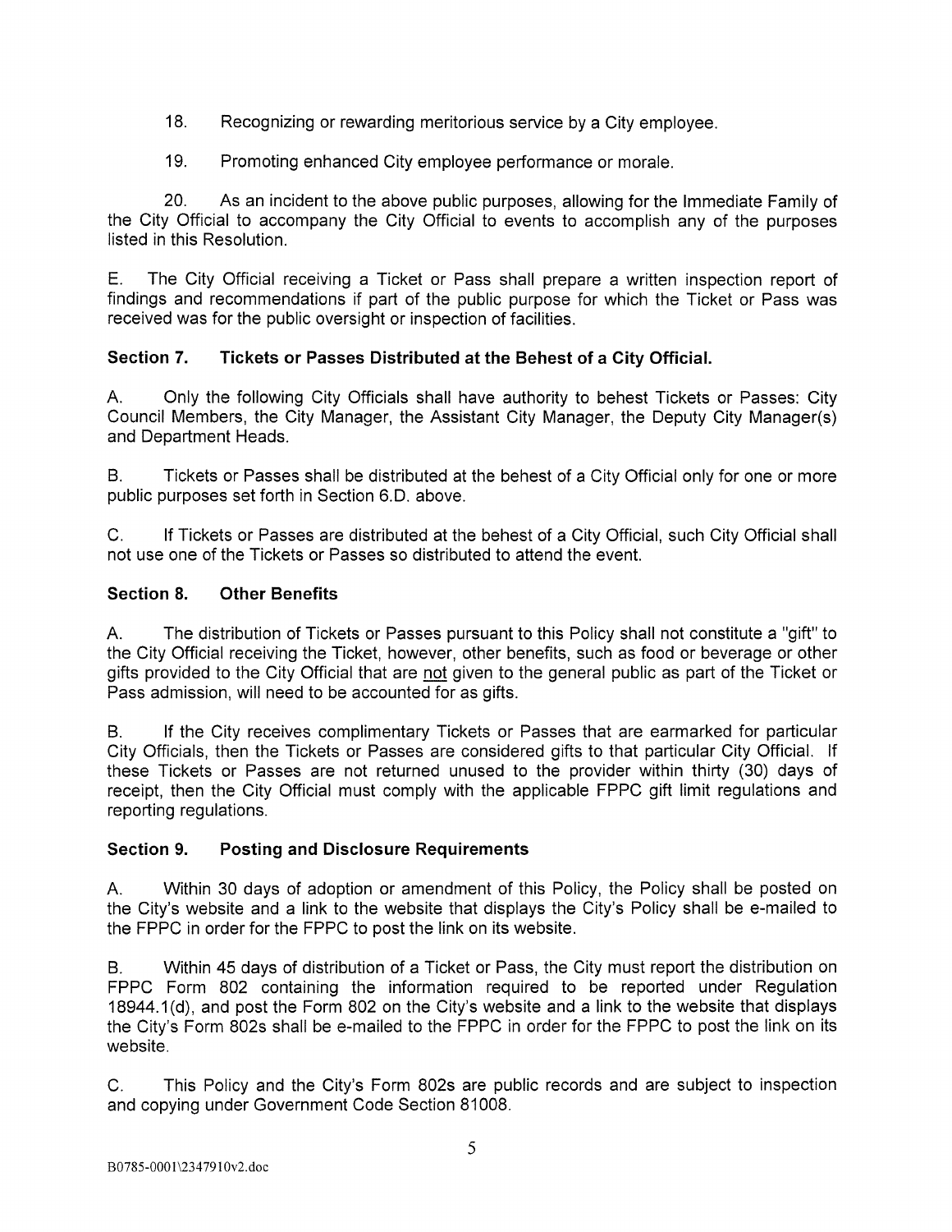18. Recognizing or rewarding meritorious service by a City employee.

19. Promoting enhanced City employee performance or morale.

20. As an incident to the above public purposes, allowing for the Immediate Family of the City Official to accompany the City Official to events to accomplish any of the purposes listed in this Resolution.

E. The City Official receiving a Ticket or Pass shall prepare a written inspection report of findings and recommendations if part of the public purpose for which the Ticket or Pass was received was for the public oversight or inspection of facilities.

### Section 7. Tickets or Passes Distributed at the Behest of a City Official.

A. Only the following City Officials shall have authority to behest Tickets or Passes: City Council Members, the City Manager, the Assistant City Manager, the Deputy City Manager(s) and Department Heads.

B. Tickets or Passes shall be distributed at the behest of a City Official only for one or more public purposes set forth in Section 6.D. above.

C. If Tickets or Passes are distributed at the behest of a City Official, such City Official shall not use one of the Tickets or Passes so distributed to attend the event.

### Section 8. Other Benefits

A. The distribution of Tickets or Passes pursuant to this Policy shall not constitute a "gift" to the City Official receiving the Ticket, however, other benefits, such as food or beverage or other gifts provided to the City Official that are not given to the general public as part of the Ticket or Pass admission, will need to be accounted for as gifts.

B. If the City receives complimentary Tickets or Passes that are earmarked for particular City Officials, then the Tickets or Passes are considered gifts to that particular City Official. If these Tickets or Passes are not returned unused to the provider within thirty (30) days of receipt, then the City Official must comply with the applicable FPPC gift limit regulations and reporting regulations.

### Section 9. Posting and Disclosure Requirements

A. Within 30 days of adoption or amendment of this Policy, the Policy shall be posted on the City's website and a link to the website that displays the City's Policy shall be e-mailed to the FPPC in order for the FPPC to post the link on its website.

B. Within 45 days of distribution of a Ticket or Pass, the City must report the distribution on FPPC Form 802 containing the information required to be reported under Regulation 18944.1(d), and post the Form 802 on the City's website and a link to the website that displays the City's Form 802s shall be e-mailed to the FPPC in order for the FPPC to post the link on its website.

C. This Policy and the City's Form 802s are public records and are subject to inspection and copying under Government Code Section 81008.

B0785-0001\2347910v2.doc